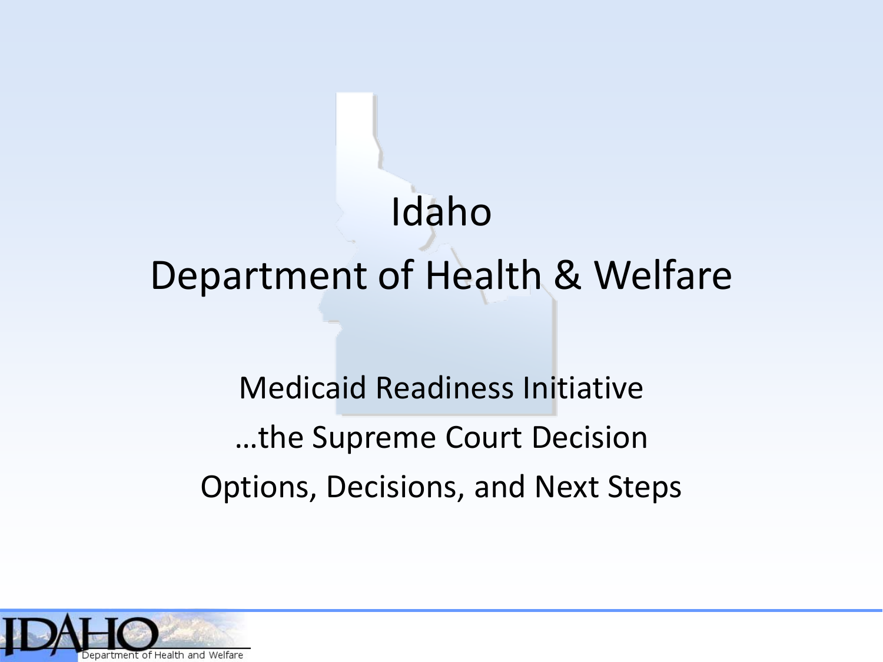# Idaho

# Department of Health & Welfare

Medicaid Readiness Initiative

…the Supreme Court Decision

Options, Decisions, and Next Steps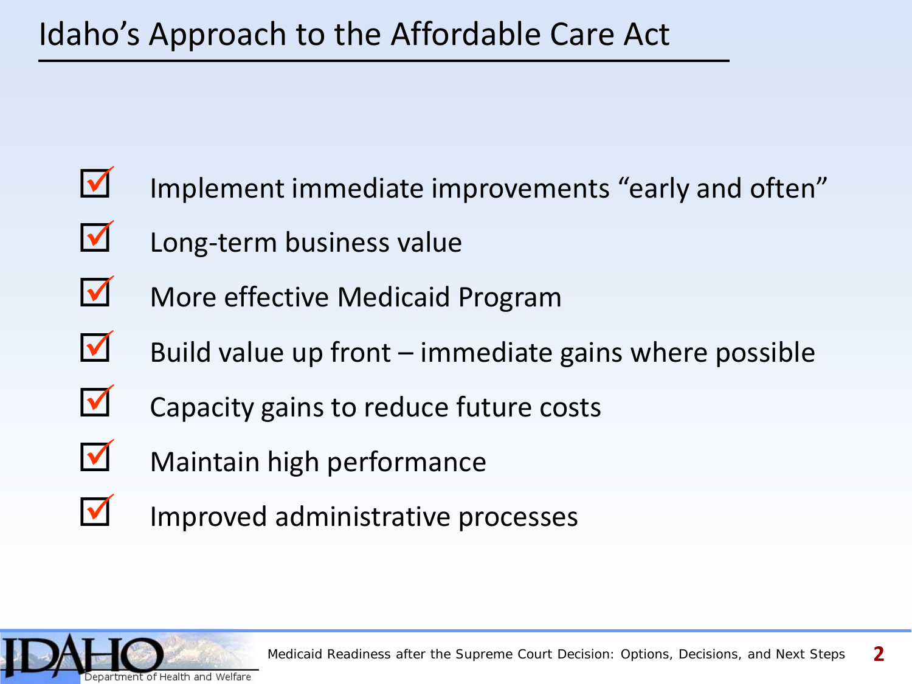# Idaho's Approach to the Affordable Care Act

- ☑ Implement immediate improvements "early and often"
- ☑ Long-term business value
- ☑ More effective Medicaid Program
- ☑ Build value up front – immediate gains where possible
- ☑ Capacity gains to reduce future costs
- ☑ Maintain high performance
- ☑ Improved administrative processes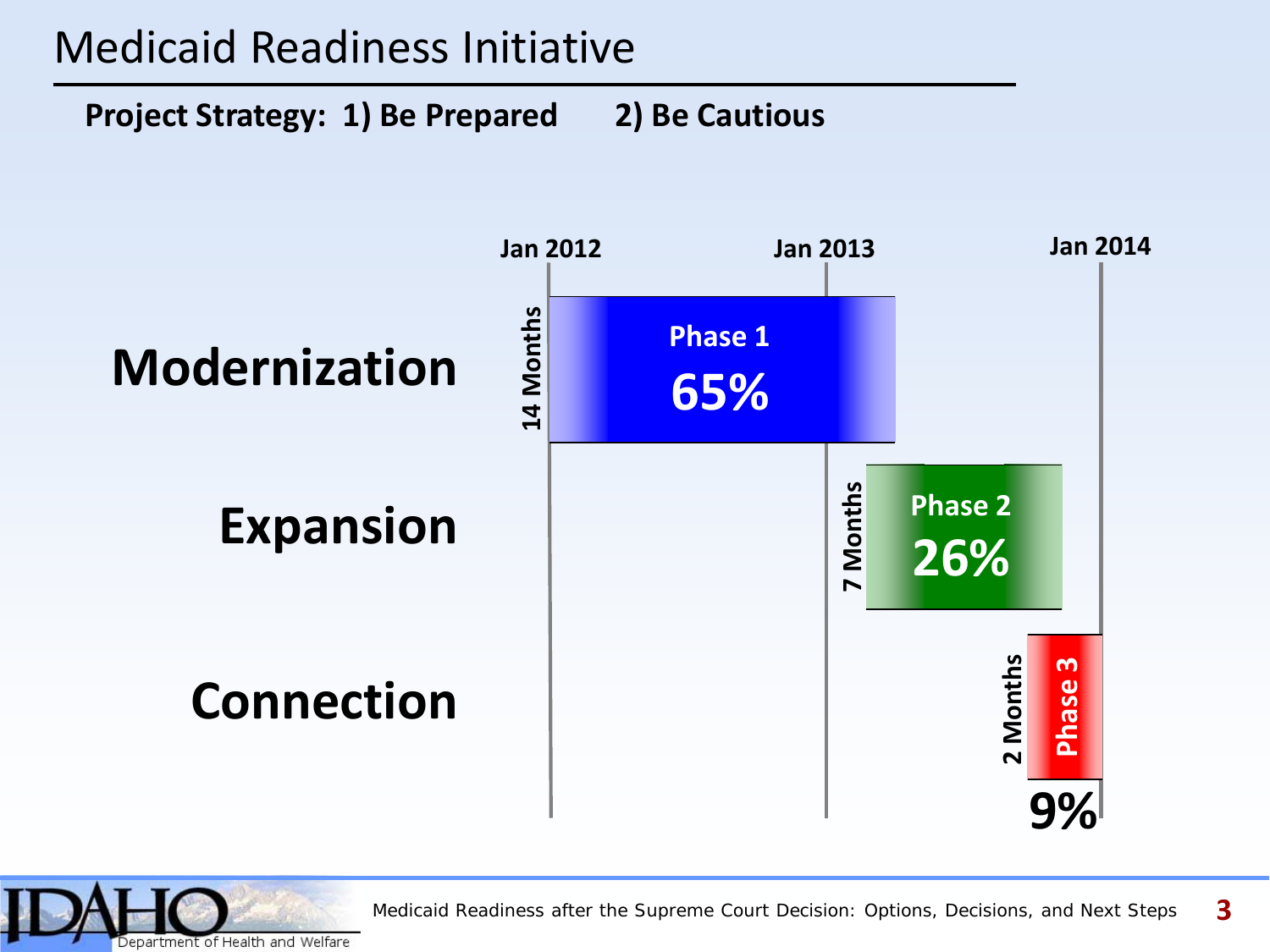# Medicaid Readiness Initiative

**Project Strategy: 1) Be Prepared 2) Be Cautious**

| | Jan 2012 | Jan 2013 | Jan 2014 |
|---|---|---|---|
| **Modernization** | 14 Months — Phase 1 65% | | |
| **Expansion** | | 7 Months — Phase 2 26% | |
| **Connection** | | | 2 Months — Phase 3 9% |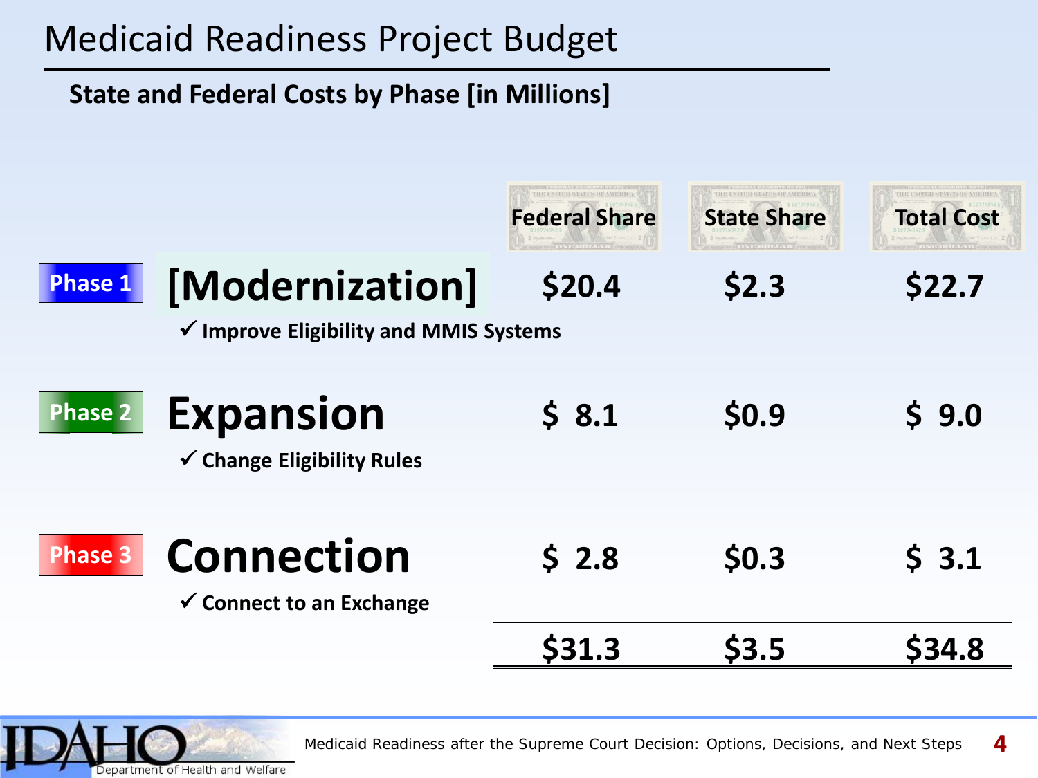# Medicaid Readiness Project Budget

**State and Federal Costs by Phase [in Millions]**

| | | Federal Share | State Share | Total Cost |
|---|---|---|---|---|
| Phase 1 | **[Modernization]** ✓ Improve Eligibility and MMIS Systems | $20.4 | $2.3 | $22.7 |
| Phase 2 | **Expansion** ✓ Change Eligibility Rules | $ 8.1 | $0.9 | $ 9.0 |
| Phase 3 | **Connection** ✓ Connect to an Exchange | $ 2.8 | $0.3 | $ 3.1 |
| | | **$31.3** | **$3.5** | **$34.8** |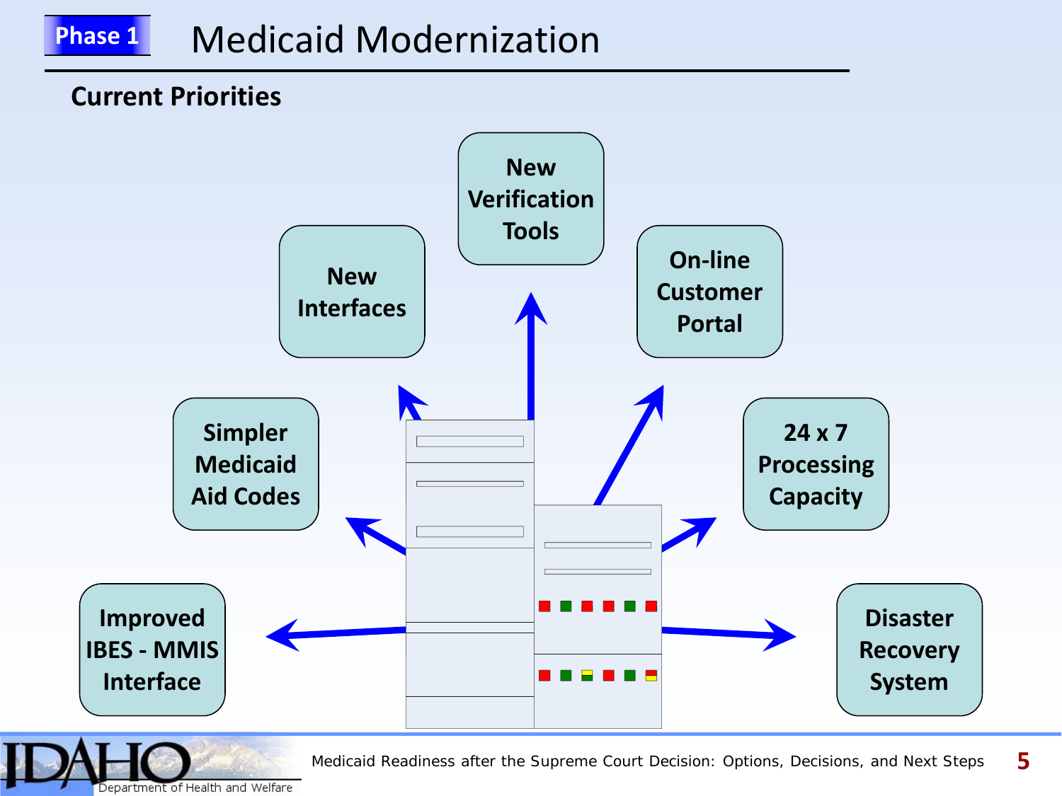Phase 1

# Medicaid Modernization

## Current Priorities

- New Verification Tools
- New Interfaces
- On-line Customer Portal
- Simpler Medicaid Aid Codes
- 24 x 7 Processing Capacity
- Improved IBES - MMIS Interface
- Disaster Recovery System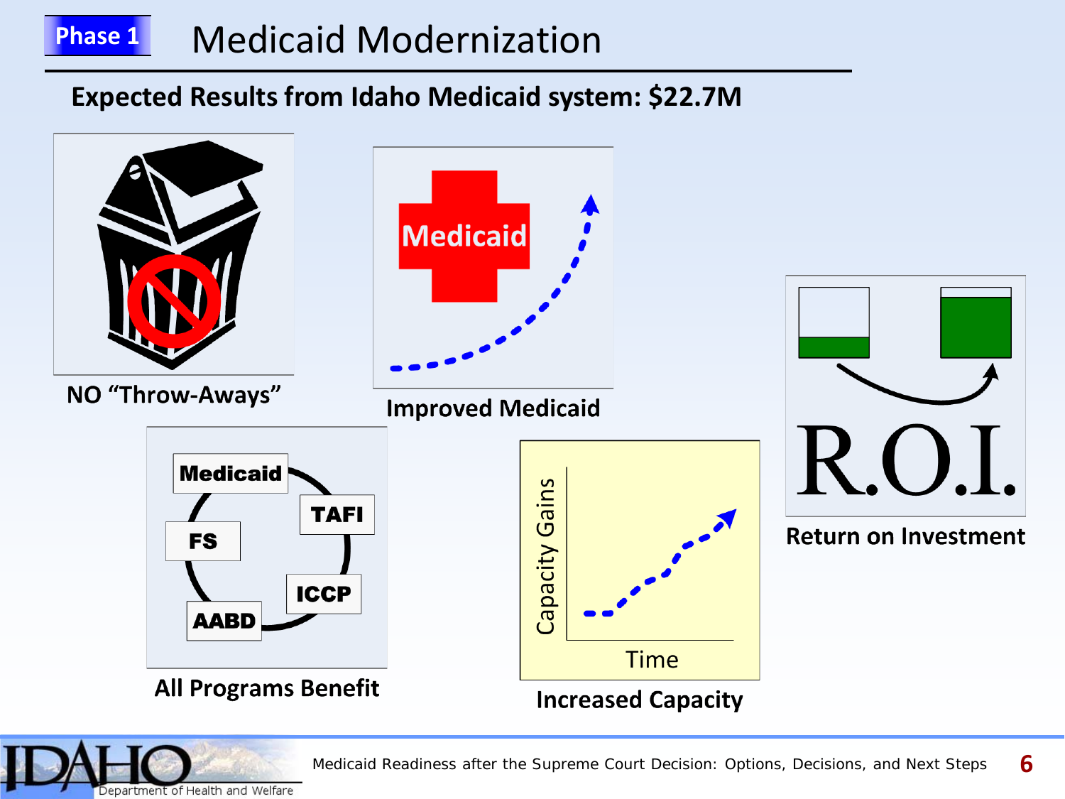Phase 1

# Medicaid Modernization

## Expected Results from Idaho Medicaid system: $22.7M

NO "Throw-Aways"

Improved Medicaid

Return on Investment

All Programs Benefit

Increased Capacity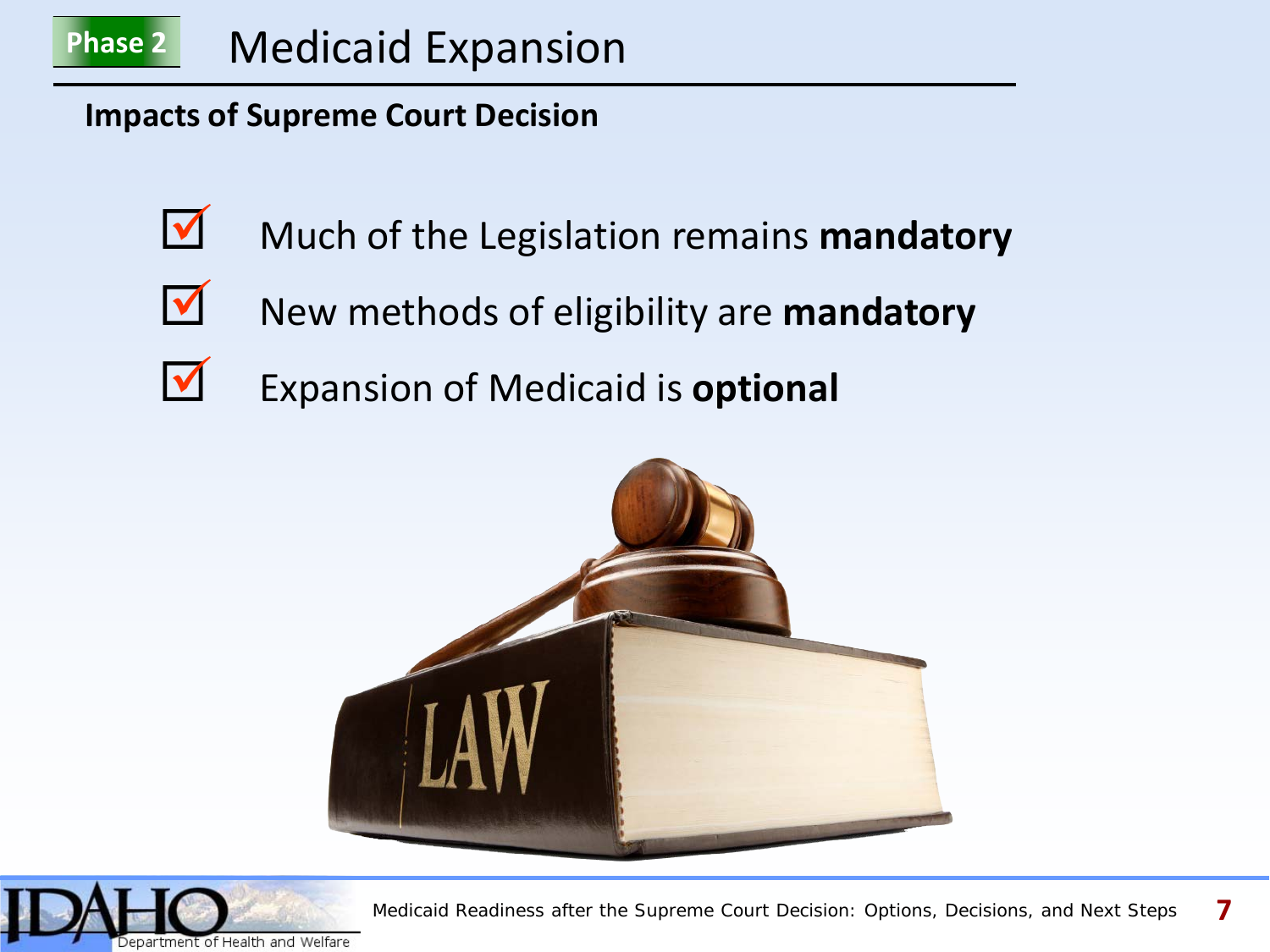Phase 2

# Medicaid Expansion

**Impacts of Supreme Court Decision**

- ☑ Much of the Legislation remains **mandatory**
- ☑ New methods of eligibility are **mandatory**
- ☑ Expansion of Medicaid is **optional**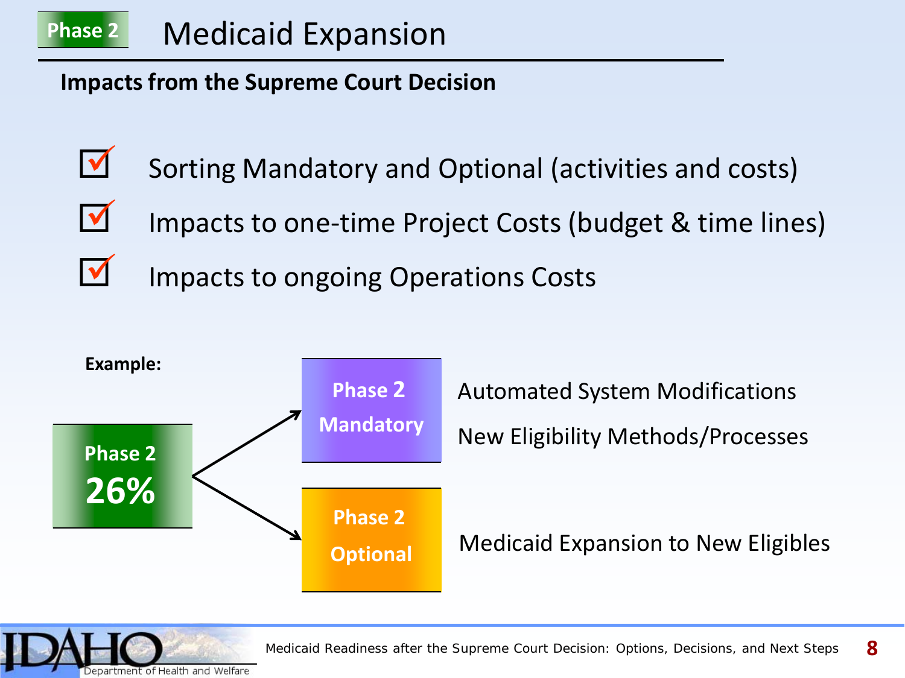# Phase 2 Medicaid Expansion

**Impacts from the Supreme Court Decision**

- ☑ Sorting Mandatory and Optional (activities and costs)
- ☑ Impacts to one-time Project Costs (budget & time lines)
- ☑ Impacts to ongoing Operations Costs

**Example:**

**Phase 2 26%**

- **Phase 2 Mandatory**
  - Automated System Modifications
  - New Eligibility Methods/Processes
- **Phase 2 Optional**
  - Medicaid Expansion to New Eligibles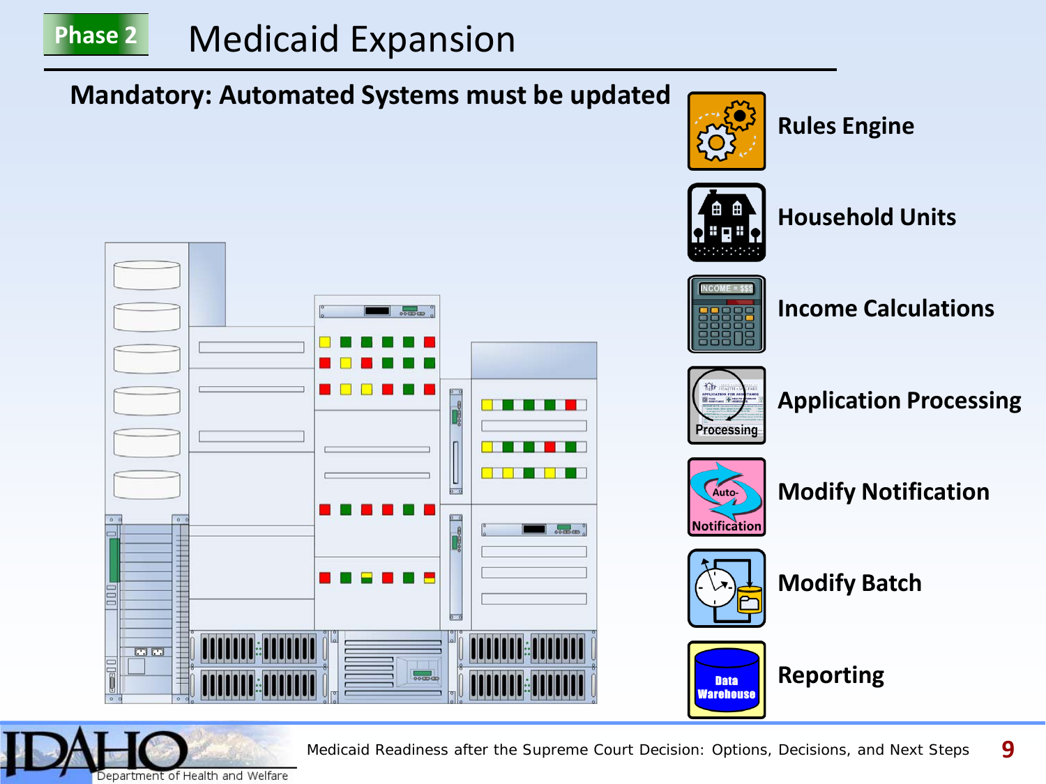Phase 2

# Medicaid Expansion

**Mandatory: Automated Systems must be updated**

- **Rules Engine**
- **Household Units**
- **Income Calculations**
- **Application Processing**
- **Modify Notification**
- **Modify Batch**
- **Reporting**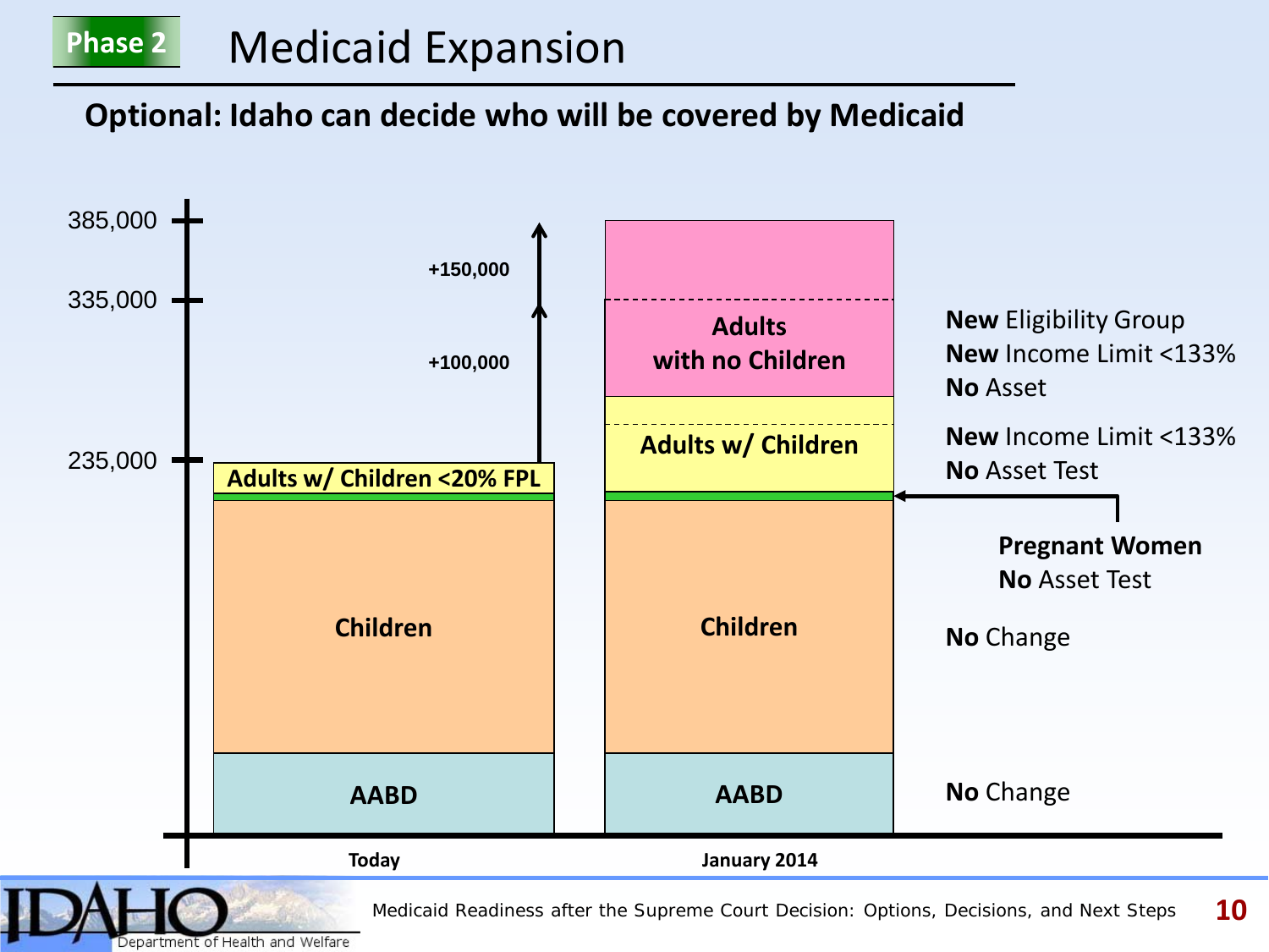**Phase 2**

# Medicaid Expansion

## Optional: Idaho can decide who will be covered by Medicaid

385,000

335,000

235,000

+150,000

+100,000

Adults w/ Children <20% FPL

Children

AABD

Today

Adults with no Children

Adults w/ Children

Children

AABD

January 2014

**New** Eligibility Group
**New** Income Limit <133%
**No** Asset

**New** Income Limit <133%
**No** Asset Test

**Pregnant Women**
**No** Asset Test

**No** Change

**No** Change

Medicaid Readiness after the Supreme Court Decision: Options, Decisions, and Next Steps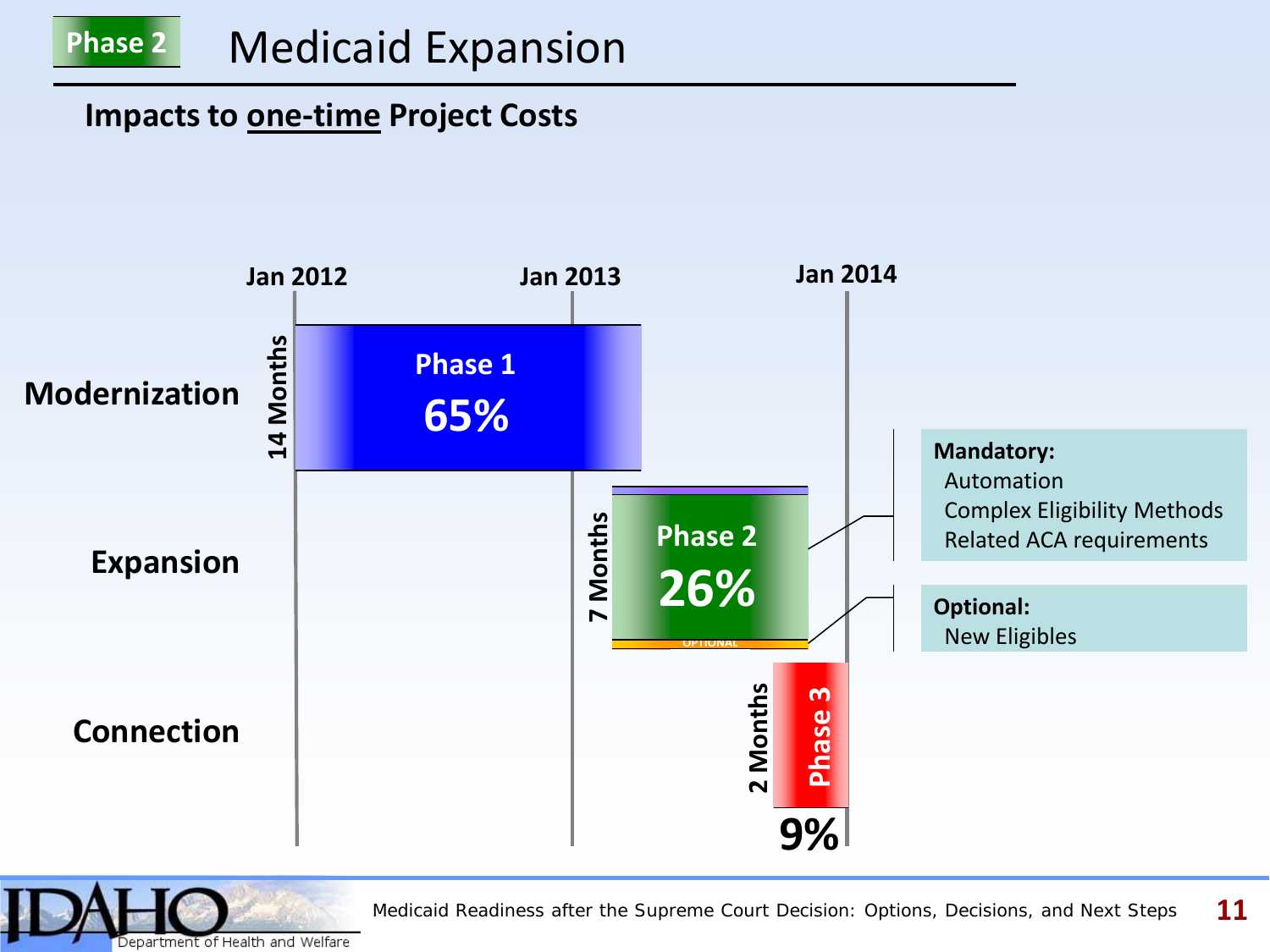Phase 2

# Medicaid Expansion

**Impacts to one-time Project Costs**

Jan 2012 | Jan 2013 | Jan 2014

**Modernization** — 14 Months — Phase 1 — 65%

**Expansion** — 7 Months — Phase 2 — 26% — OPTIONAL

**Connection** — 2 Months — Phase 3 — 9%

**Mandatory:**
- Automation
- Complex Eligibility Methods
- Related ACA requirements

**Optional:**
- New Eligibles

Medicaid Readiness after the Supreme Court Decision: Options, Decisions, and Next Steps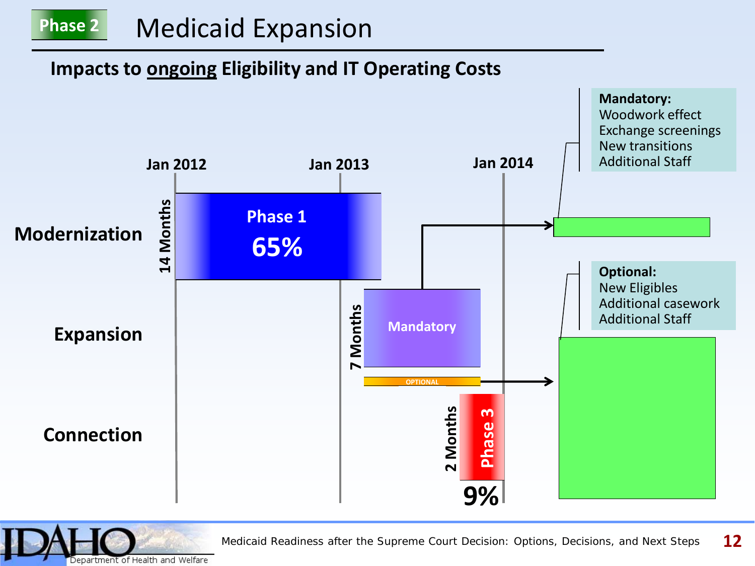Phase 2

# Medicaid Expansion

## Impacts to ongoing Eligibility and IT Operating Costs

Jan 2012 | Jan 2013 | Jan 2014

**Modernization**

- 14 Months
- Phase 1
- 65%

**Expansion**

- 7 Months
- Mandatory
- OPTIONAL

**Connection**

- 2 Months
- Phase 3
- 9%

**Mandatory:**
Woodwork effect
Exchange screenings
New transitions
Additional Staff

**Optional:**
New Eligibles
Additional casework
Additional Staff

IDAHO Department of Health and Welfare

Medicaid Readiness after the Supreme Court Decision: Options, Decisions, and Next Steps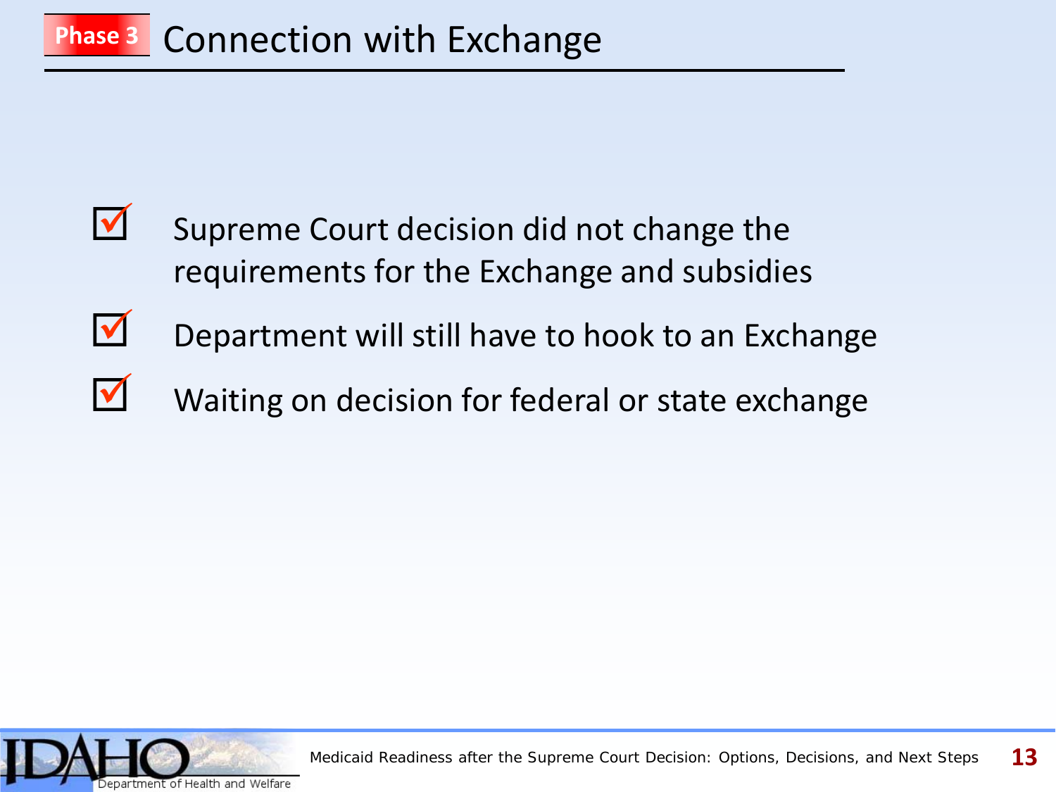# Phase 3 Connection with Exchange

- ☑ Supreme Court decision did not change the requirements for the Exchange and subsidies
- ☑ Department will still have to hook to an Exchange
- ☑ Waiting on decision for federal or state exchange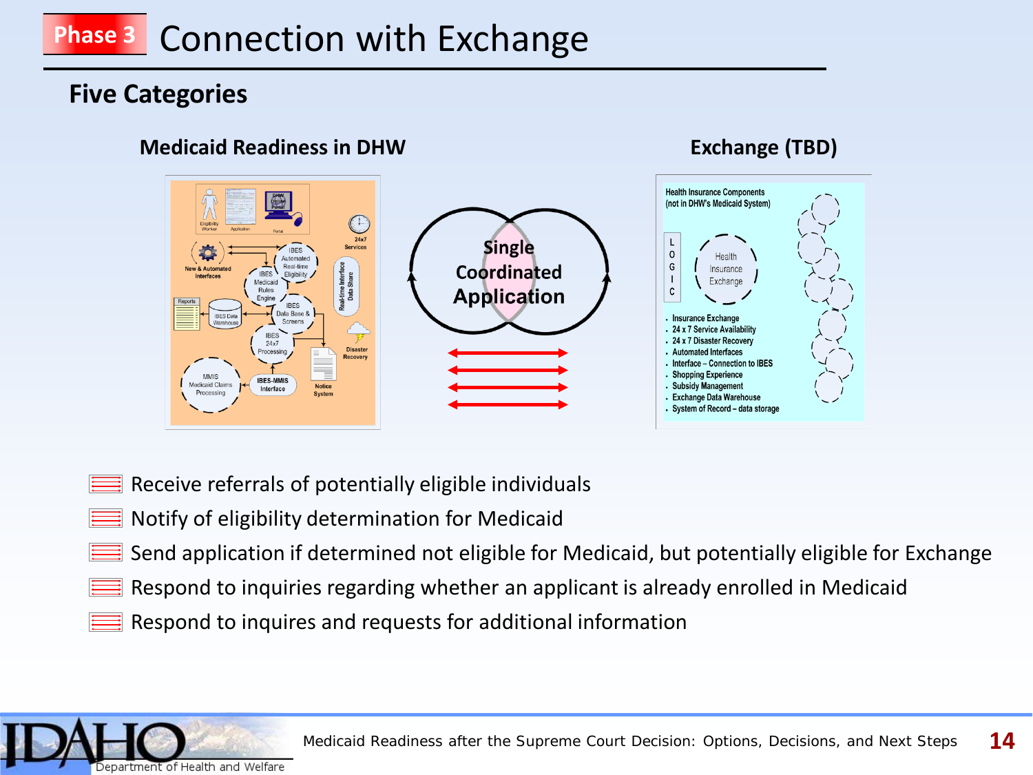# Phase 3 Connection with Exchange

## Five Categories

**Medicaid Readiness in DHW**

Eligibility Worker · Application · DHW Online Portal · Portal

24x7 Services

New & Automated Interfaces

IBES Automated Real-time Eligibility

IBES Medicaid Rules Engine

Real-time Interface Data Share

Reports

IBES Data Warehouse

IBES Data Base & Screens

IBES 24x7 Processing

Disaster Recovery

MMIS Medicaid Claims Processing

IBES-MMIS Interface

Notice System

**Single Coordinated Application**

**Exchange (TBD)**

Health Insurance Components (not in DHW's Medicaid System)

LOGIC

Health Insurance Exchange

- Insurance Exchange
- 24 x 7 Service Availability
- 24 x 7 Disaster Recovery
- Automated Interfaces
- Interface – Connection to IBES
- Shopping Experience
- Subsidy Management
- Exchange Data Warehouse
- System of Record – data storage

- Receive referrals of potentially eligible individuals
- Notify of eligibility determination for Medicaid
- Send application if determined not eligible for Medicaid, but potentially eligible for Exchange
- Respond to inquiries regarding whether an applicant is already enrolled in Medicaid
- Respond to inquires and requests for additional information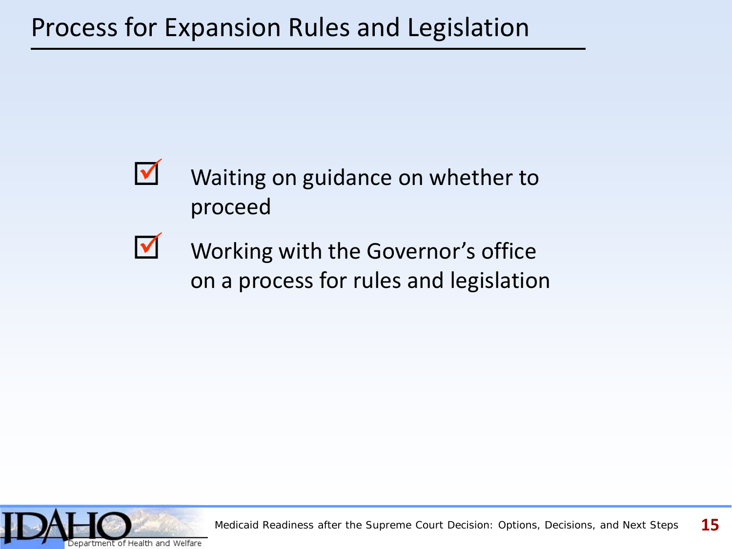# Process for Expansion Rules and Legislation

- ☑ Waiting on guidance on whether to proceed
- ☑ Working with the Governor's office on a process for rules and legislation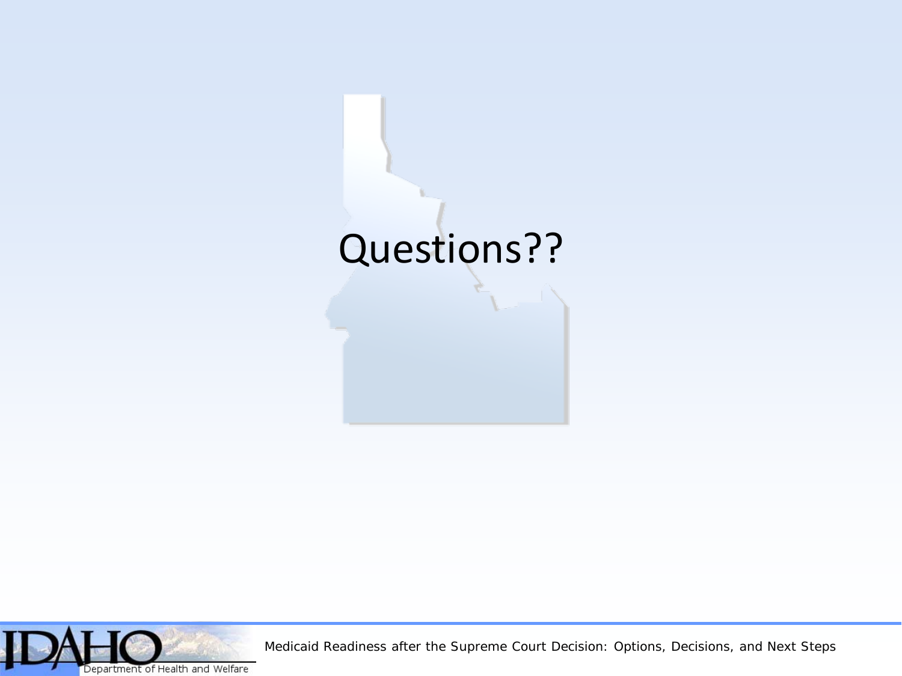# Questions??